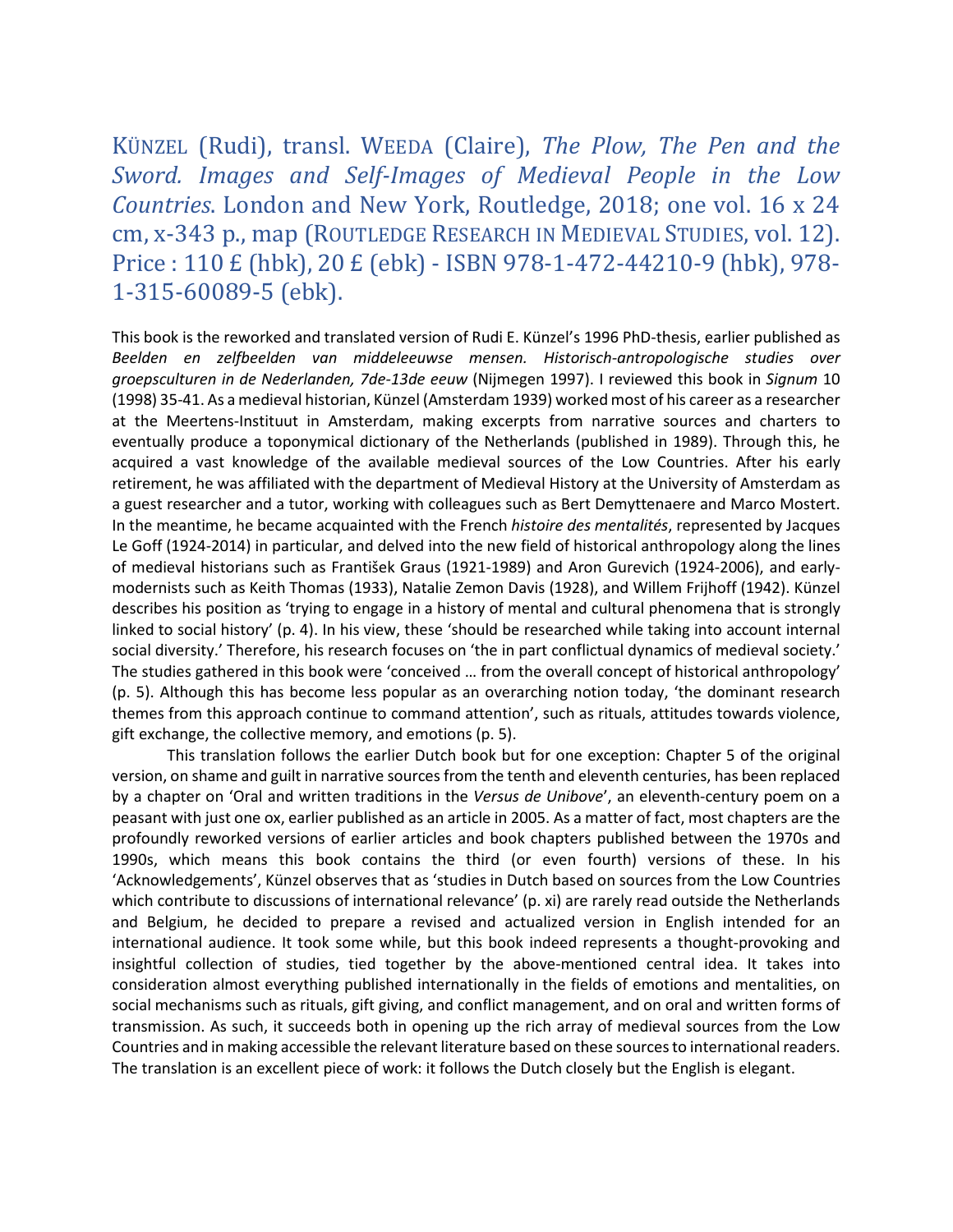# KÜNZEL (Rudi), transl. WEEDA (Claire), *The Plow, The Pen and the Sword. Images and Self-Images of Medieval People in the Low Countries*. London and New York, Routledge, 2018; one vol. 16 x 24 cm, x-343 p., map (ROUTLEDGE RESEARCH IN MEDIEVAL STUDIES, vol. 12). Price : 110 £ (hbk), 20 £ (ebk) - ISBN 978-1-472-44210-9 (hbk), 978-1-315-60089-5 (ebk).

This book is the reworked and translated version of Rudi E. Künzel's 1996 PhD-thesis, earlier published as *Beelden en zelfbeelden van middeleeuwse mensen. Historisch-antropologische studies over groepsculturen in de Nederlanden, 7de-13de eeuw* (Nijmegen 1997). I reviewed this book in *Signum* 10 (1998) 35-41. As a medieval historian, Künzel (Amsterdam 1939) worked most of his career as a researcher at the Meertens-Instituut in Amsterdam, making excerpts from narrative sources and charters to eventually produce a toponymical dictionary of the Netherlands (published in 1989). Through this, he acquired a vast knowledge of the available medieval sources of the Low Countries. After his early retirement, he was affiliated with the department of Medieval History at the University of Amsterdam as a guest researcher and a tutor, working with colleagues such as Bert Demyttenaere and Marco Mostert. In the meantime, he became acquainted with the French *histoire des mentalités*, represented by Jacques Le Goff (1924-2014) in particular, and delved into the new field of historical anthropology along the lines of medieval historians such as František Graus (1921-1989) and Aron Gurevich (1924-2006), and early-modernists such as Keith Thomas (1933), Natalie Zemon Davis (1928), and Willem Frijhoff (1942). Künzel describes his position as 'trying to engage in a history of mental and cultural phenomena that is strongly linked to social history' (p. 4). In his view, these 'should be researched while taking into account internal social diversity.' Therefore, his research focuses on 'the in part conflictual dynamics of medieval society.' The studies gathered in this book were 'conceived … from the overall concept of historical anthropology' (p. 5). Although this has become less popular as an overarching notion today, 'the dominant research themes from this approach continue to command attention', such as rituals, attitudes towards violence, gift exchange, the collective memory, and emotions (p. 5).

This translation follows the earlier Dutch book but for one exception: Chapter 5 of the original version, on shame and guilt in narrative sources from the tenth and eleventh centuries, has been replaced by a chapter on 'Oral and written traditions in the *Versus de Unibove*', an eleventh-century poem on a peasant with just one ox, earlier published as an article in 2005. As a matter of fact, most chapters are the profoundly reworked versions of earlier articles and book chapters published between the 1970s and 1990s, which means this book contains the third (or even fourth) versions of these. In his 'Acknowledgements', Künzel observes that as 'studies in Dutch based on sources from the Low Countries which contribute to discussions of international relevance' (p. xi) are rarely read outside the Netherlands and Belgium, he decided to prepare a revised and actualized version in English intended for an international audience. It took some while, but this book indeed represents a thought-provoking and insightful collection of studies, tied together by the above-mentioned central idea. It takes into consideration almost everything published internationally in the fields of emotions and mentalities, on social mechanisms such as rituals, gift giving, and conflict management, and on oral and written forms of transmission. As such, it succeeds both in opening up the rich array of medieval sources from the Low Countries and in making accessible the relevant literature based on these sources to international readers. The translation is an excellent piece of work: it follows the Dutch closely but the English is elegant.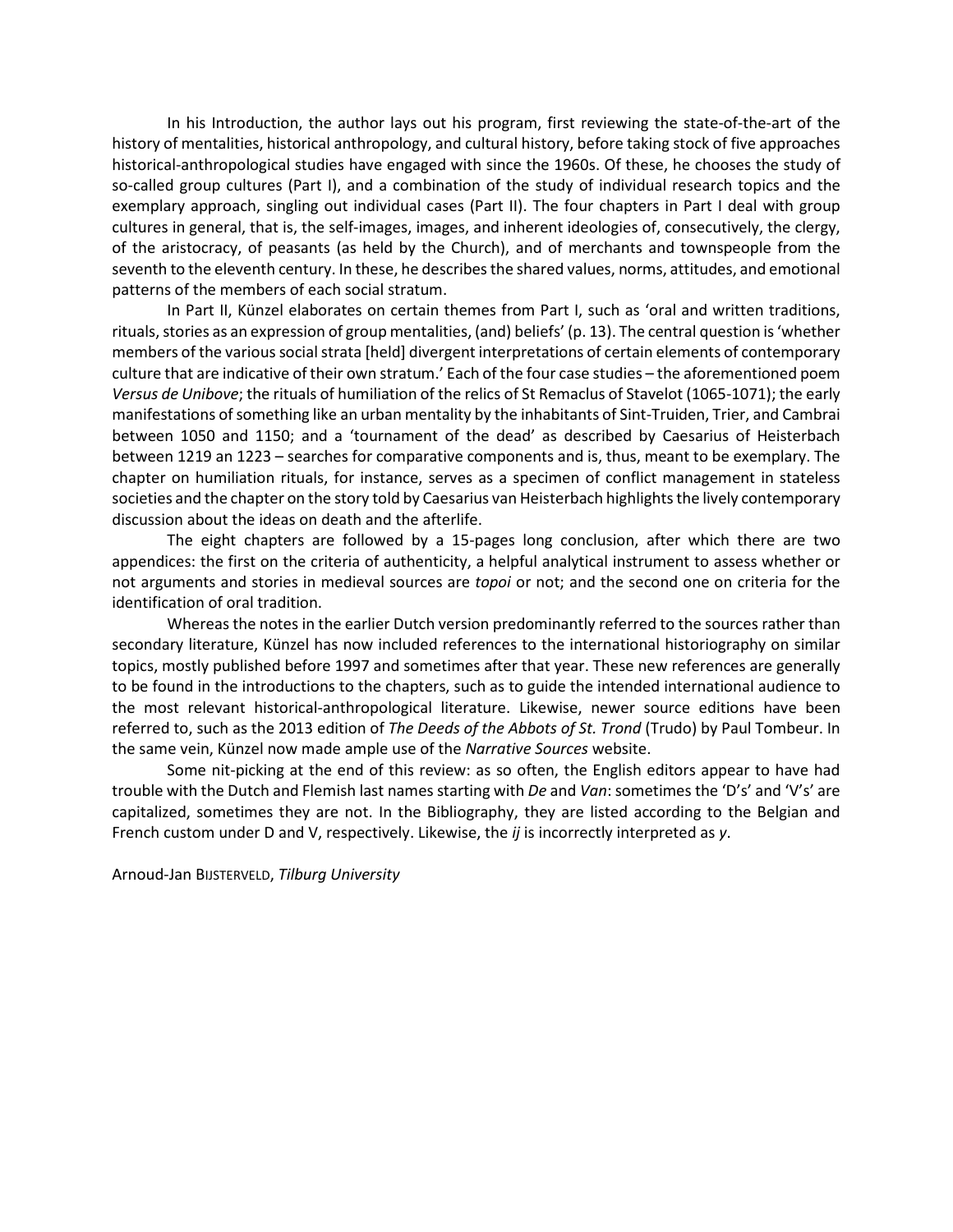In his Introduction, the author lays out his program, first reviewing the state-of-the-art of the history of mentalities, historical anthropology, and cultural history, before taking stock of five approaches historical-anthropological studies have engaged with since the 1960s. Of these, he chooses the study of so-called group cultures (Part I), and a combination of the study of individual research topics and the exemplary approach, singling out individual cases (Part II). The four chapters in Part I deal with group cultures in general, that is, the self-images, images, and inherent ideologies of, consecutively, the clergy, of the aristocracy, of peasants (as held by the Church), and of merchants and townspeople from the seventh to the eleventh century. In these, he describes the shared values, norms, attitudes, and emotional patterns of the members of each social stratum.

In Part II, Künzel elaborates on certain themes from Part I, such as 'oral and written traditions, rituals, stories as an expression of group mentalities, (and) beliefs' (p. 13). The central question is 'whether members of the various social strata [held] divergent interpretations of certain elements of contemporary culture that are indicative of their own stratum.' Each of the four case studies – the aforementioned poem *Versus de Unibove*; the rituals of humiliation of the relics of St Remaclus of Stavelot (1065-1071); the early manifestations of something like an urban mentality by the inhabitants of Sint-Truiden, Trier, and Cambrai between 1050 and 1150; and a 'tournament of the dead' as described by Caesarius of Heisterbach between 1219 an 1223 – searches for comparative components and is, thus, meant to be exemplary. The chapter on humiliation rituals, for instance, serves as a specimen of conflict management in stateless societies and the chapter on the story told by Caesarius van Heisterbach highlights the lively contemporary discussion about the ideas on death and the afterlife.

The eight chapters are followed by a 15-pages long conclusion, after which there are two appendices: the first on the criteria of authenticity, a helpful analytical instrument to assess whether or not arguments and stories in medieval sources are *topoi* or not; and the second one on criteria for the identification of oral tradition.

Whereas the notes in the earlier Dutch version predominantly referred to the sources rather than secondary literature, Künzel has now included references to the international historiography on similar topics, mostly published before 1997 and sometimes after that year. These new references are generally to be found in the introductions to the chapters, such as to guide the intended international audience to the most relevant historical-anthropological literature. Likewise, newer source editions have been referred to, such as the 2013 edition of *The Deeds of the Abbots of St. Trond* (Trudo) by Paul Tombeur. In the same vein, Künzel now made ample use of the *Narrative Sources* website.

Some nit-picking at the end of this review: as so often, the English editors appear to have had trouble with the Dutch and Flemish last names starting with *De* and *Van*: sometimes the 'D's' and 'V's' are capitalized, sometimes they are not. In the Bibliography, they are listed according to the Belgian and French custom under D and V, respectively. Likewise, the *ij* is incorrectly interpreted as *y*.

Arnoud-Jan BIJSTERVELD, *Tilburg University*